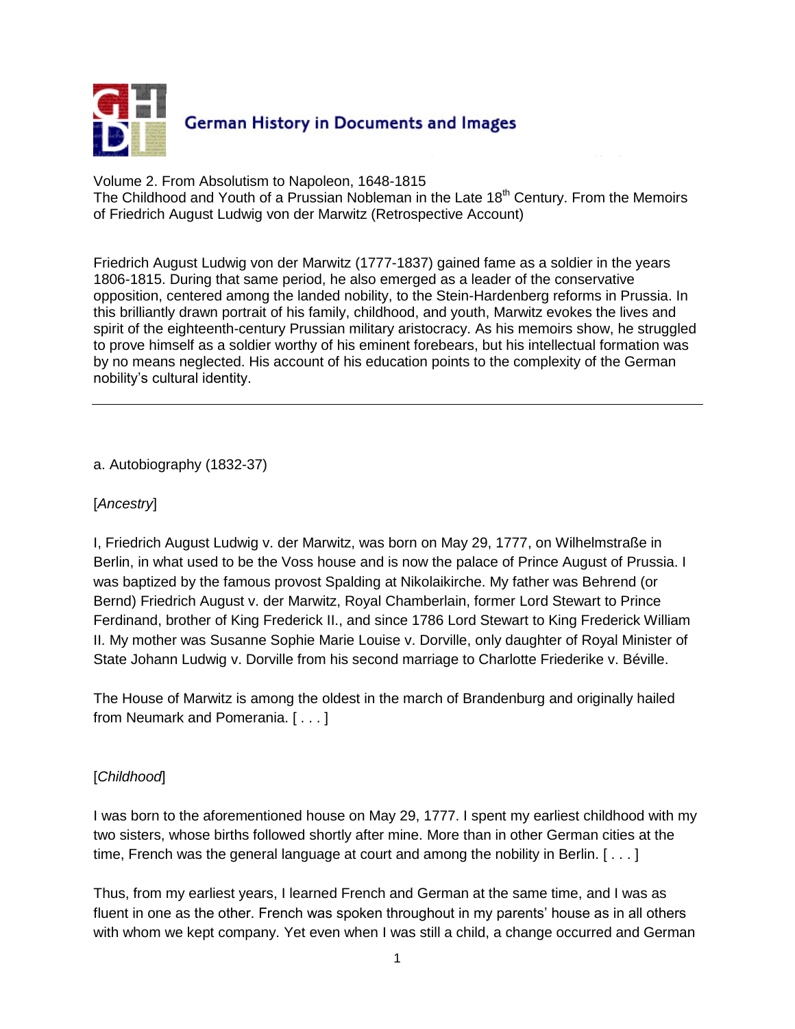German History in Documents and Images

Volume 2. From Absolutism to Napoleon, 1648-1815
The Childhood and Youth of a Prussian Nobleman in the Late 18th Century. From the Memoirs of Friedrich August Ludwig von der Marwitz (Retrospective Account)

Friedrich August Ludwig von der Marwitz (1777-1837) gained fame as a soldier in the years 1806-1815. During that same period, he also emerged as a leader of the conservative opposition, centered among the landed nobility, to the Stein-Hardenberg reforms in Prussia. In this brilliantly drawn portrait of his family, childhood, and youth, Marwitz evokes the lives and spirit of the eighteenth-century Prussian military aristocracy. As his memoirs show, he struggled to prove himself as a soldier worthy of his eminent forebears, but his intellectual formation was by no means neglected. His account of his education points to the complexity of the German nobility's cultural identity.

---

a. Autobiography (1832-37)

[*Ancestry*]

I, Friedrich August Ludwig v. der Marwitz, was born on May 29, 1777, on Wilhelmstraße in Berlin, in what used to be the Voss house and is now the palace of Prince August of Prussia. I was baptized by the famous provost Spalding at Nikolaikirche. My father was Behrend (or Bernd) Friedrich August v. der Marwitz, Royal Chamberlain, former Lord Stewart to Prince Ferdinand, brother of King Frederick II., and since 1786 Lord Stewart to King Frederick William II. My mother was Susanne Sophie Marie Louise v. Dorville, only daughter of Royal Minister of State Johann Ludwig v. Dorville from his second marriage to Charlotte Friederike v. Béville.

The House of Marwitz is among the oldest in the march of Brandenburg and originally hailed from Neumark and Pomerania. [ . . . ]

[*Childhood*]

I was born to the aforementioned house on May 29, 1777. I spent my earliest childhood with my two sisters, whose births followed shortly after mine. More than in other German cities at the time, French was the general language at court and among the nobility in Berlin. [ . . . ]

Thus, from my earliest years, I learned French and German at the same time, and I was as fluent in one as the other. French was spoken throughout in my parents' house as in all others with whom we kept company. Yet even when I was still a child, a change occurred and German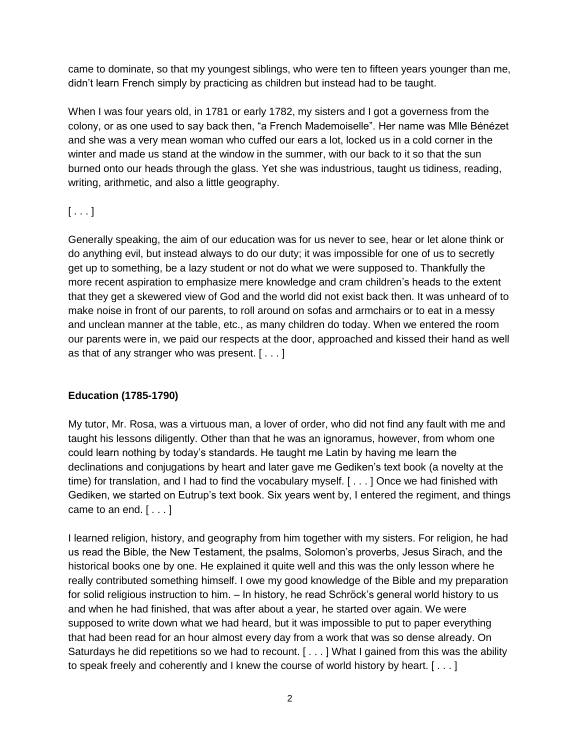came to dominate, so that my youngest siblings, who were ten to fifteen years younger than me, didn't learn French simply by practicing as children but instead had to be taught.

When I was four years old, in 1781 or early 1782, my sisters and I got a governess from the colony, or as one used to say back then, "a French Mademoiselle". Her name was Mlle Bénézet and she was a very mean woman who cuffed our ears a lot, locked us in a cold corner in the winter and made us stand at the window in the summer, with our back to it so that the sun burned onto our heads through the glass. Yet she was industrious, taught us tidiness, reading, writing, arithmetic, and also a little geography.

[ . . . ]

Generally speaking, the aim of our education was for us never to see, hear or let alone think or do anything evil, but instead always to do our duty; it was impossible for one of us to secretly get up to something, be a lazy student or not do what we were supposed to. Thankfully the more recent aspiration to emphasize mere knowledge and cram children's heads to the extent that they get a skewered view of God and the world did not exist back then. It was unheard of to make noise in front of our parents, to roll around on sofas and armchairs or to eat in a messy and unclean manner at the table, etc., as many children do today. When we entered the room our parents were in, we paid our respects at the door, approached and kissed their hand as well as that of any stranger who was present. [ . . . ]

## Education (1785-1790)

My tutor, Mr. Rosa, was a virtuous man, a lover of order, who did not find any fault with me and taught his lessons diligently. Other than that he was an ignoramus, however, from whom one could learn nothing by today's standards. He taught me Latin by having me learn the declinations and conjugations by heart and later gave me Gediken's text book (a novelty at the time) for translation, and I had to find the vocabulary myself. [ . . . ] Once we had finished with Gediken, we started on Eutrup's text book. Six years went by, I entered the regiment, and things came to an end. [ . . . ]

I learned religion, history, and geography from him together with my sisters. For religion, he had us read the Bible, the New Testament, the psalms, Solomon's proverbs, Jesus Sirach, and the historical books one by one. He explained it quite well and this was the only lesson where he really contributed something himself. I owe my good knowledge of the Bible and my preparation for solid religious instruction to him. – In history, he read Schröck's general world history to us and when he had finished, that was after about a year, he started over again. We were supposed to write down what we had heard, but it was impossible to put to paper everything that had been read for an hour almost every day from a work that was so dense already. On Saturdays he did repetitions so we had to recount. [ . . . ] What I gained from this was the ability to speak freely and coherently and I knew the course of world history by heart. [ . . . ]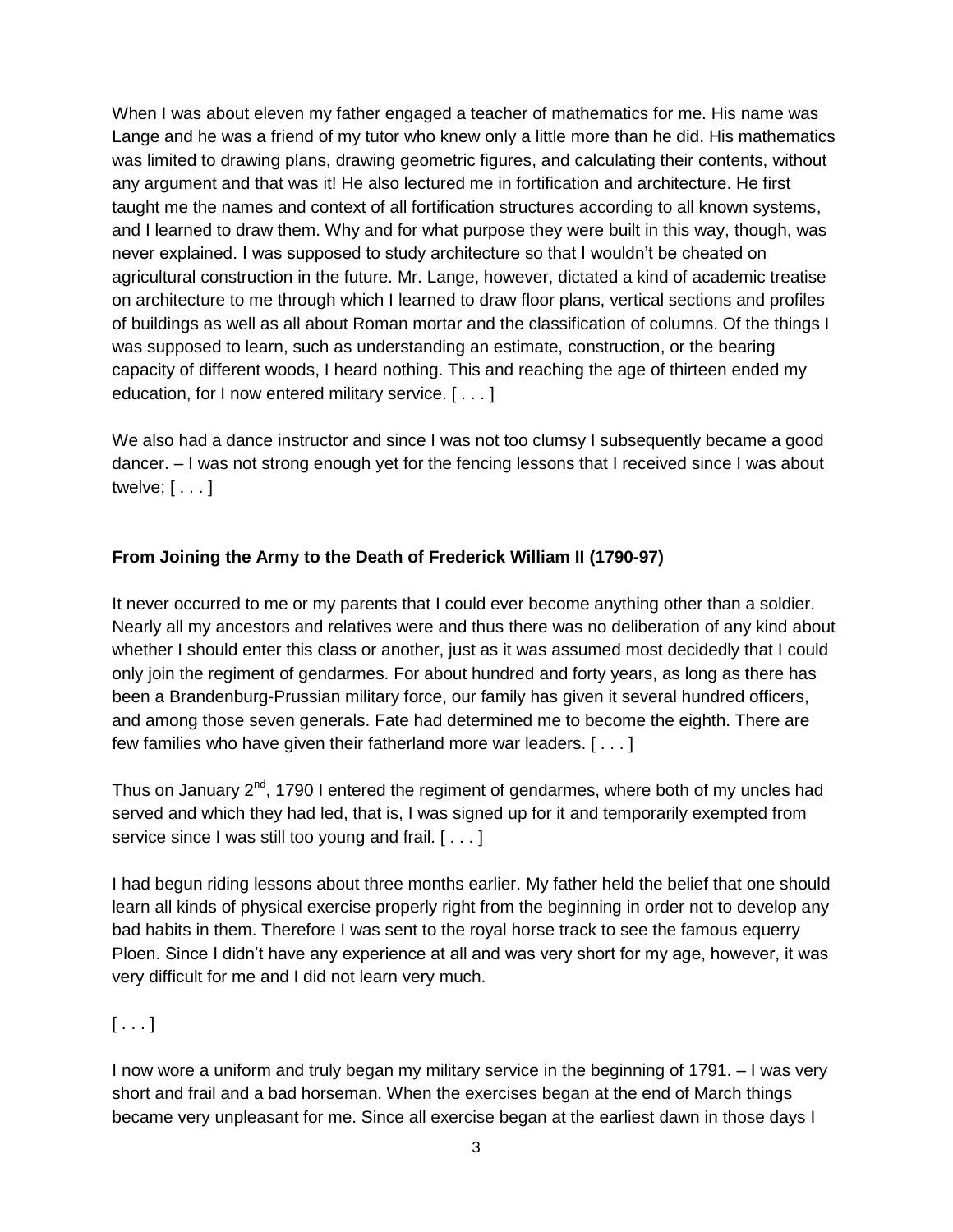When I was about eleven my father engaged a teacher of mathematics for me. His name was Lange and he was a friend of my tutor who knew only a little more than he did. His mathematics was limited to drawing plans, drawing geometric figures, and calculating their contents, without any argument and that was it! He also lectured me in fortification and architecture. He first taught me the names and context of all fortification structures according to all known systems, and I learned to draw them. Why and for what purpose they were built in this way, though, was never explained. I was supposed to study architecture so that I wouldn't be cheated on agricultural construction in the future. Mr. Lange, however, dictated a kind of academic treatise on architecture to me through which I learned to draw floor plans, vertical sections and profiles of buildings as well as all about Roman mortar and the classification of columns. Of the things I was supposed to learn, such as understanding an estimate, construction, or the bearing capacity of different woods, I heard nothing. This and reaching the age of thirteen ended my education, for I now entered military service. [ . . . ]

We also had a dance instructor and since I was not too clumsy I subsequently became a good dancer. – I was not strong enough yet for the fencing lessons that I received since I was about twelve; [ . . . ]

**From Joining the Army to the Death of Frederick William II (1790-97)**

It never occurred to me or my parents that I could ever become anything other than a soldier. Nearly all my ancestors and relatives were and thus there was no deliberation of any kind about whether I should enter this class or another, just as it was assumed most decidedly that I could only join the regiment of gendarmes. For about hundred and forty years, as long as there has been a Brandenburg-Prussian military force, our family has given it several hundred officers, and among those seven generals. Fate had determined me to become the eighth. There are few families who have given their fatherland more war leaders. [ . . . ]

Thus on January 2nd, 1790 I entered the regiment of gendarmes, where both of my uncles had served and which they had led, that is, I was signed up for it and temporarily exempted from service since I was still too young and frail. [ . . . ]

I had begun riding lessons about three months earlier. My father held the belief that one should learn all kinds of physical exercise properly right from the beginning in order not to develop any bad habits in them. Therefore I was sent to the royal horse track to see the famous equerry Ploen. Since I didn't have any experience at all and was very short for my age, however, it was very difficult for me and I did not learn very much.

[ . . . ]

I now wore a uniform and truly began my military service in the beginning of 1791. – I was very short and frail and a bad horseman. When the exercises began at the end of March things became very unpleasant for me. Since all exercise began at the earliest dawn in those days I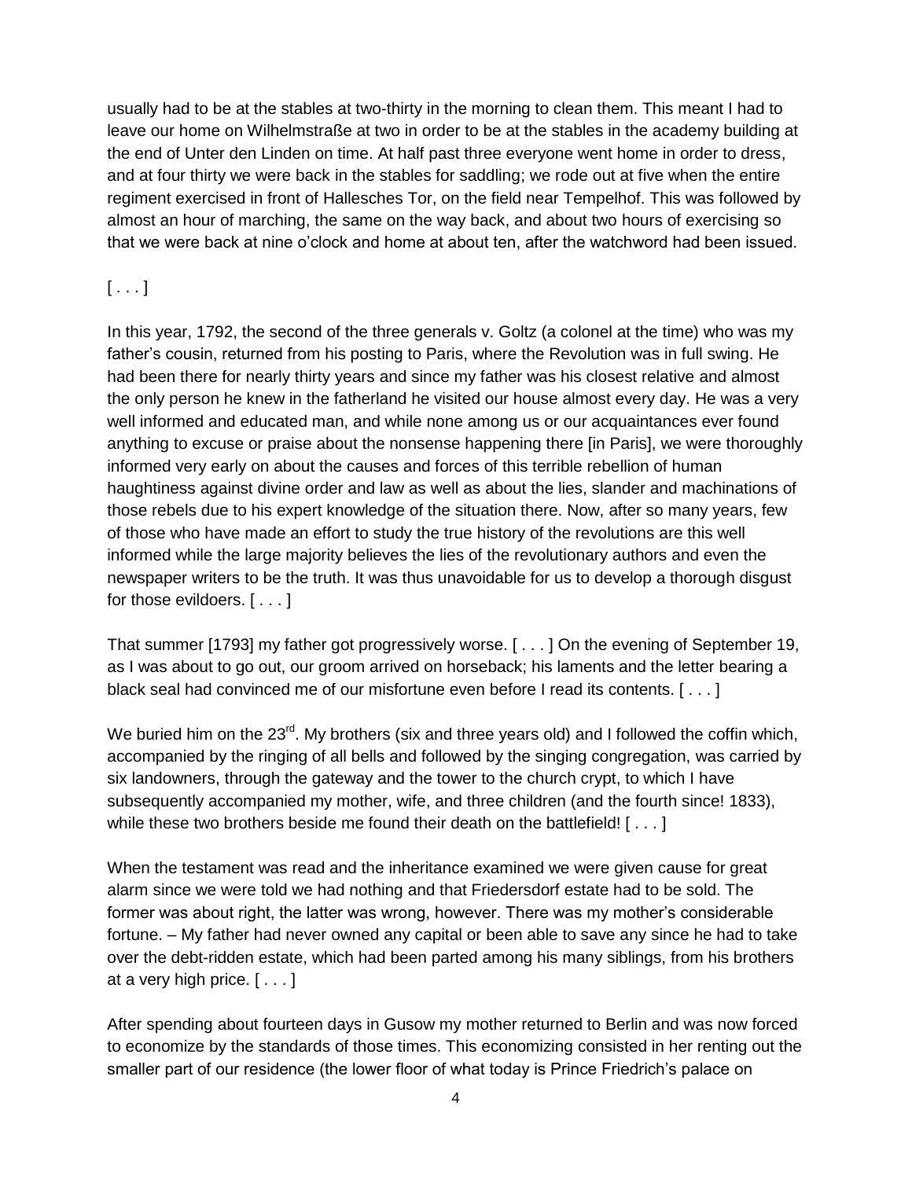usually had to be at the stables at two-thirty in the morning to clean them. This meant I had to leave our home on Wilhelmstraße at two in order to be at the stables in the academy building at the end of Unter den Linden on time. At half past three everyone went home in order to dress, and at four thirty we were back in the stables for saddling; we rode out at five when the entire regiment exercised in front of Hallesches Tor, on the field near Tempelhof. This was followed by almost an hour of marching, the same on the way back, and about two hours of exercising so that we were back at nine o'clock and home at about ten, after the watchword had been issued.

[ . . . ]

In this year, 1792, the second of the three generals v. Goltz (a colonel at the time) who was my father's cousin, returned from his posting to Paris, where the Revolution was in full swing. He had been there for nearly thirty years and since my father was his closest relative and almost the only person he knew in the fatherland he visited our house almost every day. He was a very well informed and educated man, and while none among us or our acquaintances ever found anything to excuse or praise about the nonsense happening there [in Paris], we were thoroughly informed very early on about the causes and forces of this terrible rebellion of human haughtiness against divine order and law as well as about the lies, slander and machinations of those rebels due to his expert knowledge of the situation there. Now, after so many years, few of those who have made an effort to study the true history of the revolutions are this well informed while the large majority believes the lies of the revolutionary authors and even the newspaper writers to be the truth. It was thus unavoidable for us to develop a thorough disgust for those evildoers. [ . . . ]

That summer [1793] my father got progressively worse. [ . . . ] On the evening of September 19, as I was about to go out, our groom arrived on horseback; his laments and the letter bearing a black seal had convinced me of our misfortune even before I read its contents. [ . . . ]

We buried him on the 23rd. My brothers (six and three years old) and I followed the coffin which, accompanied by the ringing of all bells and followed by the singing congregation, was carried by six landowners, through the gateway and the tower to the church crypt, to which I have subsequently accompanied my mother, wife, and three children (and the fourth since! 1833), while these two brothers beside me found their death on the battlefield! [ . . . ]

When the testament was read and the inheritance examined we were given cause for great alarm since we were told we had nothing and that Friedersdorf estate had to be sold. The former was about right, the latter was wrong, however. There was my mother's considerable fortune. – My father had never owned any capital or been able to save any since he had to take over the debt-ridden estate, which had been parted among his many siblings, from his brothers at a very high price. [ . . . ]

After spending about fourteen days in Gusow my mother returned to Berlin and was now forced to economize by the standards of those times. This economizing consisted in her renting out the smaller part of our residence (the lower floor of what today is Prince Friedrich's palace on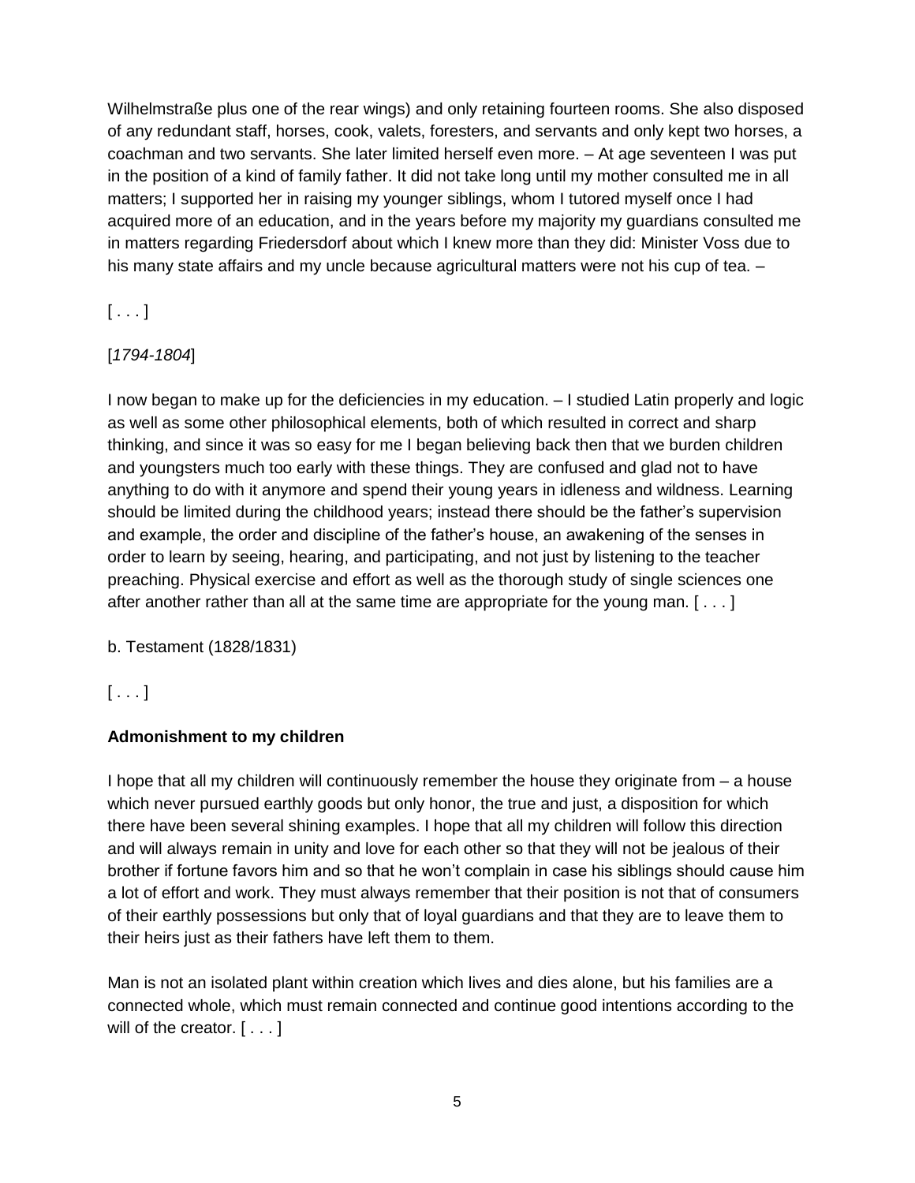Wilhelmstraße plus one of the rear wings) and only retaining fourteen rooms. She also disposed of any redundant staff, horses, cook, valets, foresters, and servants and only kept two horses, a coachman and two servants. She later limited herself even more. – At age seventeen I was put in the position of a kind of family father. It did not take long until my mother consulted me in all matters; I supported her in raising my younger siblings, whom I tutored myself once I had acquired more of an education, and in the years before my majority my guardians consulted me in matters regarding Friedersdorf about which I knew more than they did: Minister Voss due to his many state affairs and my uncle because agricultural matters were not his cup of tea. –

[ . . . ]

[*1794-1804*]

I now began to make up for the deficiencies in my education. – I studied Latin properly and logic as well as some other philosophical elements, both of which resulted in correct and sharp thinking, and since it was so easy for me I began believing back then that we burden children and youngsters much too early with these things. They are confused and glad not to have anything to do with it anymore and spend their young years in idleness and wildness. Learning should be limited during the childhood years; instead there should be the father's supervision and example, the order and discipline of the father's house, an awakening of the senses in order to learn by seeing, hearing, and participating, and not just by listening to the teacher preaching. Physical exercise and effort as well as the thorough study of single sciences one after another rather than all at the same time are appropriate for the young man. [ . . . ]

b. Testament (1828/1831)

[ . . . ]

**Admonishment to my children**

I hope that all my children will continuously remember the house they originate from – a house which never pursued earthly goods but only honor, the true and just, a disposition for which there have been several shining examples. I hope that all my children will follow this direction and will always remain in unity and love for each other so that they will not be jealous of their brother if fortune favors him and so that he won't complain in case his siblings should cause him a lot of effort and work. They must always remember that their position is not that of consumers of their earthly possessions but only that of loyal guardians and that they are to leave them to their heirs just as their fathers have left them to them.

Man is not an isolated plant within creation which lives and dies alone, but his families are a connected whole, which must remain connected and continue good intentions according to the will of the creator. [ . . . ]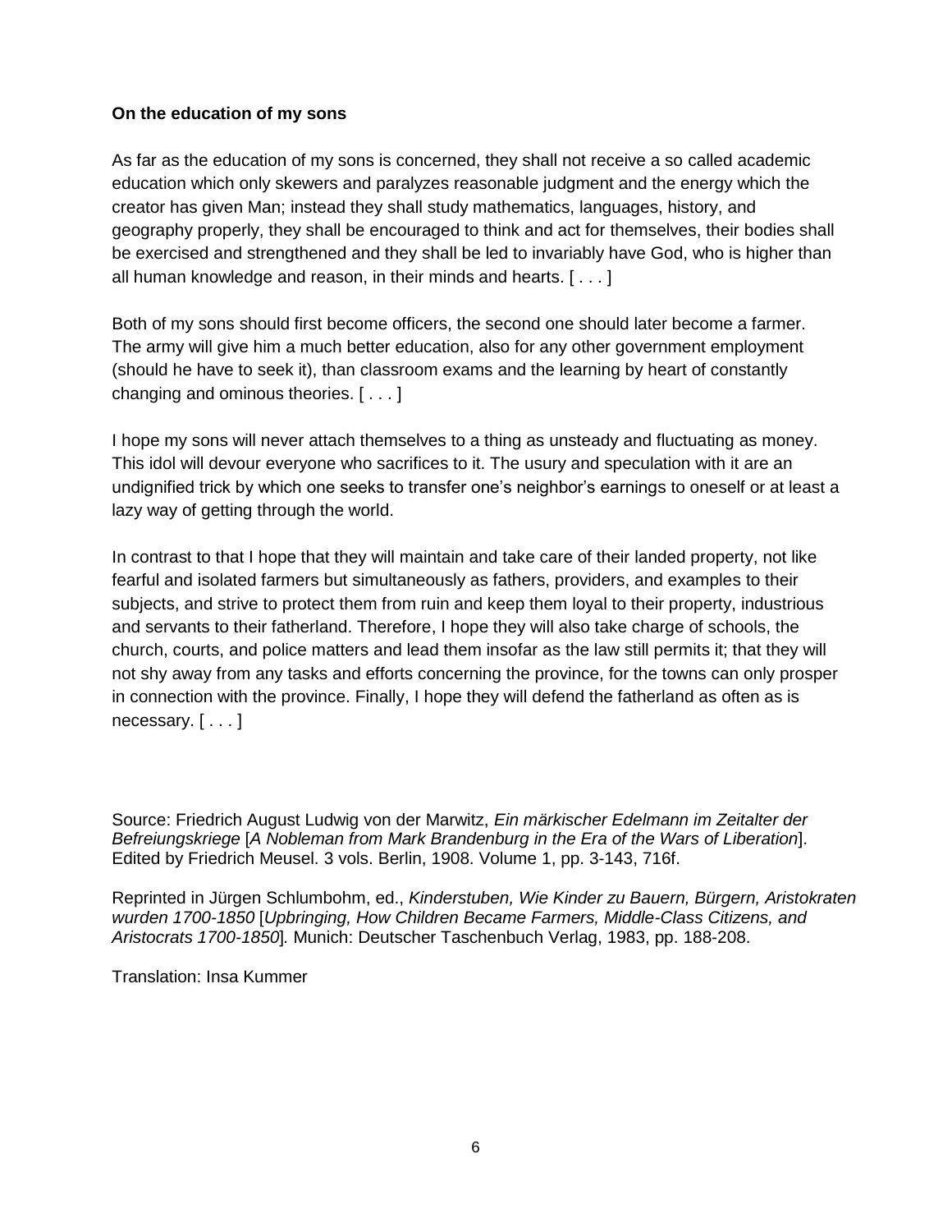**On the education of my sons**

As far as the education of my sons is concerned, they shall not receive a so called academic education which only skewers and paralyzes reasonable judgment and the energy which the creator has given Man; instead they shall study mathematics, languages, history, and geography properly, they shall be encouraged to think and act for themselves, their bodies shall be exercised and strengthened and they shall be led to invariably have God, who is higher than all human knowledge and reason, in their minds and hearts. [ . . . ]

Both of my sons should first become officers, the second one should later become a farmer. The army will give him a much better education, also for any other government employment (should he have to seek it), than classroom exams and the learning by heart of constantly changing and ominous theories. [ . . . ]

I hope my sons will never attach themselves to a thing as unsteady and fluctuating as money. This idol will devour everyone who sacrifices to it. The usury and speculation with it are an undignified trick by which one seeks to transfer one's neighbor's earnings to oneself or at least a lazy way of getting through the world.

In contrast to that I hope that they will maintain and take care of their landed property, not like fearful and isolated farmers but simultaneously as fathers, providers, and examples to their subjects, and strive to protect them from ruin and keep them loyal to their property, industrious and servants to their fatherland. Therefore, I hope they will also take charge of schools, the church, courts, and police matters and lead them insofar as the law still permits it; that they will not shy away from any tasks and efforts concerning the province, for the towns can only prosper in connection with the province. Finally, I hope they will defend the fatherland as often as is necessary. [ . . . ]

Source: Friedrich August Ludwig von der Marwitz, *Ein märkischer Edelmann im Zeitalter der Befreiungskriege* [*A Nobleman from Mark Brandenburg in the Era of the Wars of Liberation*]. Edited by Friedrich Meusel. 3 vols. Berlin, 1908. Volume 1, pp. 3-143, 716f.

Reprinted in Jürgen Schlumbohm, ed., *Kinderstuben, Wie Kinder zu Bauern, Bürgern, Aristokraten wurden 1700-1850* [*Upbringing, How Children Became Farmers, Middle-Class Citizens, and Aristocrats 1700-1850*]*.* Munich: Deutscher Taschenbuch Verlag, 1983, pp. 188-208.

Translation: Insa Kummer